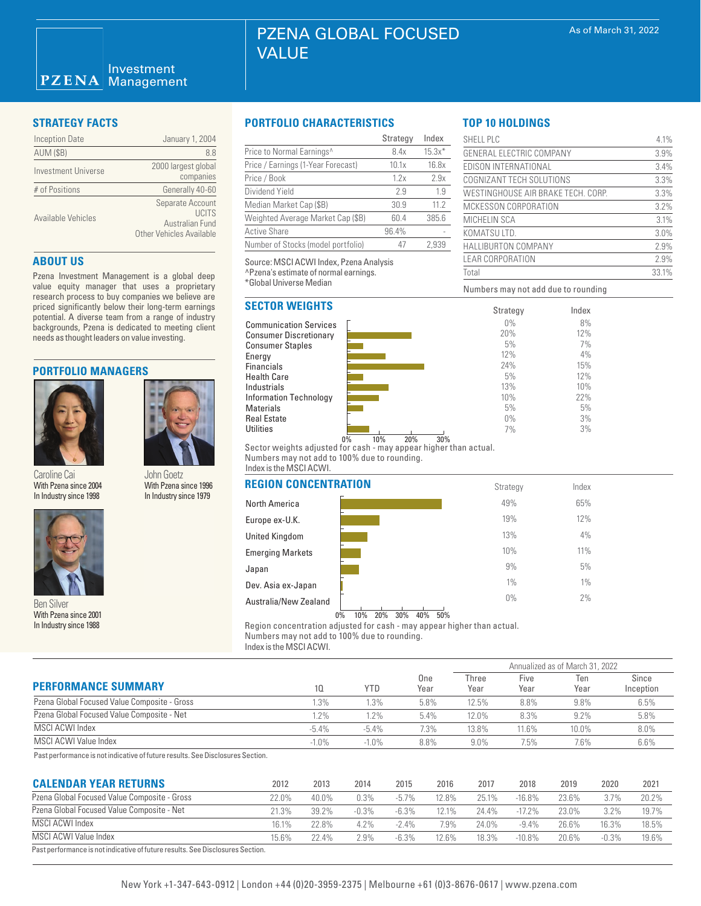# PZENA GLOBAL FOCUSED VALUE

PZENA Investment Management

As of March 31, 2022

## STRATEGY FACTS

| | |
|---|---|
| Inception Date | January 1, 2004 |
| AUM ($B) | 8.8 |
| Investment Universe | 2000 largest global companies |
| # of Positions | Generally 40-60 |
| Available Vehicles | Separate Account<br>UCITS<br>Australian Fund<br>Other Vehicles Available |

## ABOUT US

Pzena Investment Management is a global deep value equity manager that uses a proprietary research process to buy companies we believe are priced significantly below their long-term earnings potential. A diverse team from a range of industry backgrounds, Pzena is dedicated to meeting client needs as thought leaders on value investing.

## PORTFOLIO MANAGERS

Caroline Cai
With Pzena since 2004
In Industry since 1998

John Goetz
With Pzena since 1996
In Industry since 1979

Ben Silver
With Pzena since 2001
In Industry since 1988

## PORTFOLIO CHARACTERISTICS

| | Strategy | Index |
|---|---|---|
| Price to Normal Earnings^ | 8.4x | 15.3x* |
| Price / Earnings (1-Year Forecast) | 10.1x | 16.8x |
| Price / Book | 1.2x | 2.9x |
| Dividend Yield | 2.9 | 1.9 |
| Median Market Cap ($B) | 30.9 | 11.2 |
| Weighted Average Market Cap ($B) | 60.4 | 385.6 |
| Active Share | 96.4% | - |
| Number of Stocks (model portfolio) | 47 | 2,939 |

Source: MSCI ACWI Index, Pzena Analysis
^Pzena's estimate of normal earnings.
*Global Universe Median

## TOP 10 HOLDINGS

| | |
|---|---|
| SHELL PLC | 4.1% |
| GENERAL ELECTRIC COMPANY | 3.9% |
| EDISON INTERNATIONAL | 3.4% |
| COGNIZANT TECH SOLUTIONS | 3.3% |
| WESTINGHOUSE AIR BRAKE TECH. CORP. | 3.3% |
| MCKESSON CORPORATION | 3.2% |
| MICHELIN SCA | 3.1% |
| KOMATSU LTD. | 3.0% |
| HALLIBURTON COMPANY | 2.9% |
| LEAR CORPORATION | 2.9% |
| Total | 33.1% |

Numbers may not add due to rounding

## SECTOR WEIGHTS

| | Strategy | Index |
|---|---|---|
| Communication Services | 0% | 8% |
| Consumer Discretionary | 20% | 12% |
| Consumer Staples | 5% | 7% |
| Energy | 12% | 4% |
| Financials | 24% | 15% |
| Health Care | 5% | 12% |
| Industrials | 13% | 10% |
| Information Technology | 10% | 22% |
| Materials | 5% | 5% |
| Real Estate | 0% | 3% |
| Utilities | 7% | 3% |

Sector weights adjusted for cash - may appear higher than actual.
Numbers may not add to 100% due to rounding.
Index is the MSCI ACWI.

## REGION CONCENTRATION

| | Strategy | Index |
|---|---|---|
| North America | 49% | 65% |
| Europe ex-U.K. | 19% | 12% |
| United Kingdom | 13% | 4% |
| Emerging Markets | 10% | 11% |
| Japan | 9% | 5% |
| Dev. Asia ex-Japan | 1% | 1% |
| Australia/New Zealand | 0% | 2% |

Region concentration adjusted for cash - may appear higher than actual.
Numbers may not add to 100% due to rounding.
Index is the MSCI ACWI.

## PERFORMANCE SUMMARY

| | | | | Annualized as of March 31, 2022 | | | |
|---|---|---|---|---|---|---|---|
| | 1Q | YTD | One Year | Three Year | Five Year | Ten Year | Since Inception |
| Pzena Global Focused Value Composite - Gross | 1.3% | 1.3% | 5.8% | 12.5% | 8.8% | 9.8% | 6.5% |
| Pzena Global Focused Value Composite - Net | 1.2% | 1.2% | 5.4% | 12.0% | 8.3% | 9.2% | 5.8% |
| MSCI ACWI Index | -5.4% | -5.4% | 7.3% | 13.8% | 11.6% | 10.0% | 8.0% |
| MSCI ACWI Value Index | -1.0% | -1.0% | 8.8% | 9.0% | 7.5% | 7.6% | 6.6% |

Past performance is not indicative of future results. See Disclosures Section.

## CALENDAR YEAR RETURNS

| | 2012 | 2013 | 2014 | 2015 | 2016 | 2017 | 2018 | 2019 | 2020 | 2021 |
|---|---|---|---|---|---|---|---|---|---|---|
| Pzena Global Focused Value Composite - Gross | 22.0% | 40.0% | 0.3% | -5.7% | 12.8% | 25.1% | -16.8% | 23.6% | 3.7% | 20.2% |
| Pzena Global Focused Value Composite - Net | 21.3% | 39.2% | -0.3% | -6.3% | 12.1% | 24.4% | -17.2% | 23.0% | 3.2% | 19.7% |
| MSCI ACWI Index | 16.1% | 22.8% | 4.2% | -2.4% | 7.9% | 24.0% | -9.4% | 26.6% | 16.3% | 18.5% |
| MSCI ACWI Value Index | 15.6% | 22.4% | 2.9% | -6.3% | 12.6% | 18.3% | -10.8% | 20.6% | -0.3% | 19.6% |

Past performance is not indicative of future results. See Disclosures Section.

New York +1-347-643-0912 | London +44 (0)20-3959-2375 | Melbourne +61 (0)3-8676-0617 | www.pzena.com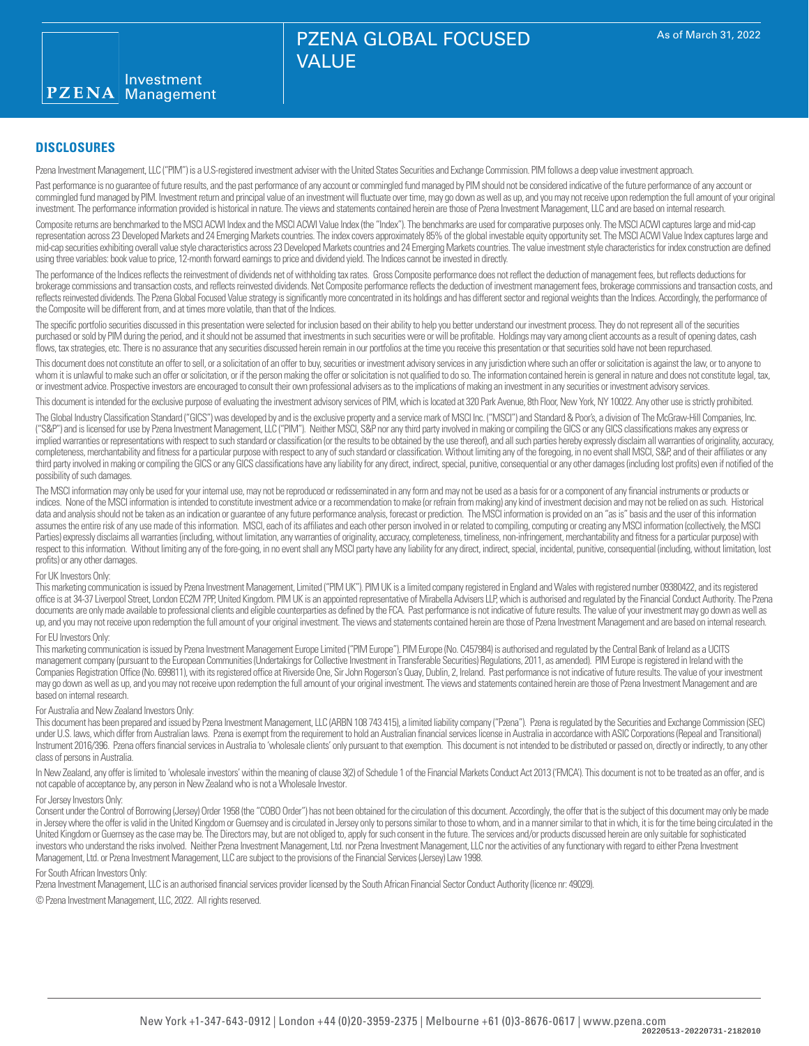## DISCLOSURES

Pzena Investment Management, LLC ("PIM") is a U.S-registered investment adviser with the United States Securities and Exchange Commission. PIM follows a deep value investment approach.

Past performance is no guarantee of future results, and the past performance of any account or commingled fund managed by PIM should not be considered indicative of the future performance of any account or commingled fund managed by PIM. Investment return and principal value of an investment will fluctuate over time, may go down as well as up, and you may not receive upon redemption the full amount of your original investment. The performance information provided is historical in nature. The views and statements contained herein are those of Pzena Investment Management, LLC and are based on internal research.

Composite returns are benchmarked to the MSCI ACWI Index and the MSCI ACWI Value Index (the "Index"). The benchmarks are used for comparative purposes only. The MSCI ACWI captures large and mid-cap representation across 23 Developed Markets and 24 Emerging Markets countries. The index covers approximately 85% of the global investable equity opportunity set. The MSCI ACWI Value Index captures large and mid-cap securities exhibiting overall value style characteristics across 23 Developed Markets countries and 24 Emerging Markets countries. The value investment style characteristics for index construction are defined using three variables: book value to price, 12-month forward earnings to price and dividend yield. The Indices cannot be invested in directly.

The performance of the Indices reflects the reinvestment of dividends net of withholding tax rates. Gross Composite performance does not reflect the deduction of management fees, but reflects deductions for brokerage commissions and transaction costs, and reflects reinvested dividends. Net Composite performance reflects the deduction of investment management fees, brokerage commissions and transaction costs, and reflects reinvested dividends. The Pzena Global Focused Value strategy is significantly more concentrated in its holdings and has different sector and regional weights than the Indices. Accordingly, the performance of the Composite will be different from, and at times more volatile, than that of the Indices.

The specific portfolio securities discussed in this presentation were selected for inclusion based on their ability to help you better understand our investment process. They do not represent all of the securities purchased or sold by PIM during the period, and it should not be assumed that investments in such securities were or will be profitable. Holdings may vary among client accounts as a result of opening dates, cash flows, tax strategies, etc. There is no assurance that any securities discussed herein remain in our portfolios at the time you receive this presentation or that securities sold have not been repurchased.

This document does not constitute an offer to sell, or a solicitation of an offer to buy, securities or investment advisory services in any jurisdiction where such an offer or solicitation is against the law, or to anyone to whom it is unlawful to make such an offer or solicitation, or if the person making the offer or solicitation is not qualified to do so. The information contained herein is general in nature and does not constitute legal, tax, or investment advice. Prospective investors are encouraged to consult their own professional advisers as to the implications of making an investment in any securities or investment advisory services.

This document is intended for the exclusive purpose of evaluating the investment advisory services of PIM, which is located at 320 Park Avenue, 8th Floor, New York, NY 10022. Any other use is strictly prohibited.

The Global Industry Classification Standard ("GICS") was developed by and is the exclusive property and a service mark of MSCI Inc. ("MSCI") and Standard & Poor's, a division of The McGraw-Hill Companies, Inc. ("S&P") and is licensed for use by Pzena Investment Management, LLC ("PIM"). Neither MSCI, S&P nor any third party involved in making or compiling the GICS or any GICS classifications makes any express or implied warranties or representations with respect to such standard or classification (or the results to be obtained by the use thereof), and all such parties hereby expressly disclaim all warranties of originality, accuracy, completeness, merchantability and fitness for a particular purpose with respect to any of such standard or classification. Without limiting any of the foregoing, in no event shall MSCI, S&P, and of their affiliates or any third party involved in making or compiling the GICS or any GICS classifications have any liability for any direct, indirect, special, punitive, consequential or any other damages (including lost profits) even if notified of the possibility of such damages.

The MSCI information may only be used for your internal use, may not be reproduced or redisseminated in any form and may not be used as a basis for or a component of any financial instruments or products or indices. None of the MSCI information is intended to constitute investment advice or a recommendation to make (or refrain from making) any kind of investment decision and may not be relied on as such. Historical data and analysis should not be taken as an indication or guarantee of any future performance analysis, forecast or prediction. The MSCI information is provided on an "as is" basis and the user of this information assumes the entire risk of any use made of this information. MSCI, each of its affiliates and each other person involved in or related to compiling, computing or creating any MSCI information (collectively, the MSCI Parties) expressly disclaims all warranties (including, without limitation, any warranties of originality, accuracy, completeness, timeliness, non-infringement, merchantability and fitness for a particular purpose) with respect to this information. Without limiting any of the fore-going, in no event shall any MSCI party have any liability for any direct, indirect, special, incidental, punitive, consequential (including, without limitation, lost profits) or any other damages.

For UK Investors Only:
This marketing communication is issued by Pzena Investment Management, Limited ("PIM UK"). PIM UK is a limited company registered in England and Wales with registered number 09380422, and its registered office is at 34-37 Liverpool Street, London EC2M 7PP, United Kingdom. PIM UK is an appointed representative of Mirabella Advisers LLP, which is authorised and regulated by the Financial Conduct Authority. The Pzena documents are only made available to professional clients and eligible counterparties as defined by the FCA. Past performance is not indicative of future results. The value of your investment may go down as well as up, and you may not receive upon redemption the full amount of your original investment. The views and statements contained herein are those of Pzena Investment Management and are based on internal research.

For EU Investors Only:
This marketing communication is issued by Pzena Investment Management Europe Limited ("PIM Europe"). PIM Europe (No. C457984) is authorised and regulated by the Central Bank of Ireland as a UCITS management company (pursuant to the European Communities (Undertakings for Collective Investment in Transferable Securities) Regulations, 2011, as amended). PIM Europe is registered in Ireland with the Companies Registration Office (No. 699811), with its registered office at Riverside One, Sir John Rogerson's Quay, Dublin, 2, Ireland. Past performance is not indicative of future results. The value of your investment may go down as well as up, and you may not receive upon redemption the full amount of your original investment. The views and statements contained herein are those of Pzena Investment Management and are based on internal research.

For Australia and New Zealand Investors Only:
This document has been prepared and issued by Pzena Investment Management, LLC (ARBN 108 743 415), a limited liability company ("Pzena"). Pzena is regulated by the Securities and Exchange Commission (SEC) under U.S. laws, which differ from Australian laws. Pzena is exempt from the requirement to hold an Australian financial services license in Australia in accordance with ASIC Corporations (Repeal and Transitional) Instrument 2016/396. Pzena offers financial services in Australia to 'wholesale clients' only pursuant to that exemption. This document is not intended to be distributed or passed on, directly or indirectly, to any other class of persons in Australia.

In New Zealand, any offer is limited to 'wholesale investors' within the meaning of clause 3(2) of Schedule 1 of the Financial Markets Conduct Act 2013 ('FMCA'). This document is not to be treated as an offer, and is not capable of acceptance by, any person in New Zealand who is not a Wholesale Investor.

For Jersey Investors Only:
Consent under the Control of Borrowing (Jersey) Order 1958 (the "COBO Order") has not been obtained for the circulation of this document. Accordingly, the offer that is the subject of this document may only be made in Jersey where the offer is valid in the United Kingdom or Guernsey and is circulated in Jersey only to persons similar to those to whom, and in a manner similar to that in which, it is for the time being circulated in the United Kingdom or Guernsey as the case may be. The Directors may, but are not obliged to, apply for such consent in the future. The services and/or products discussed herein are only suitable for sophisticated investors who understand the risks involved. Neither Pzena Investment Management, Ltd. nor Pzena Investment Management, LLC nor the activities of any functionary with regard to either Pzena Investment Management, Ltd. or Pzena Investment Management, LLC are subject to the provisions of the Financial Services (Jersey) Law 1998.

For South African Investors Only:
Pzena Investment Management, LLC is an authorised financial services provider licensed by the South African Financial Sector Conduct Authority (licence nr: 49029).

© Pzena Investment Management, LLC, 2022. All rights reserved.

New York +1-347-643-0912 | London +44 (0)20-3959-2375 | Melbourne +61 (0)3-8676-0617 | www.pzena.com
20220513-20220731-2182010